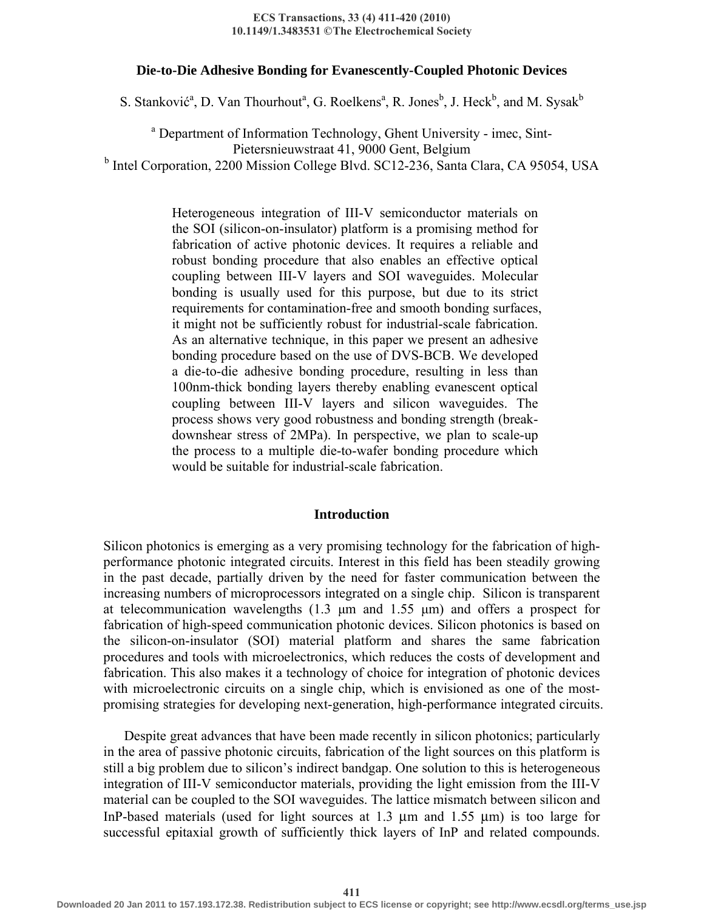# Die-to-Die Adhesive Bonding for Evanescently-Coupled Photonic Devices

S. Stanković[a], D. Van Thourhout[a], G. Roelkens[a], R. Jones[b], J. Heck[b], and M. Sysak[b]

[a] Department of Information Technology, Ghent University - imec, Sint-Pietersnieuwstraat 41, 9000 Gent, Belgium

[b] Intel Corporation, 2200 Mission College Blvd. SC12-236, Santa Clara, CA 95054, USA

> Heterogeneous integration of III-V semiconductor materials on the SOI (silicon-on-insulator) platform is a promising method for fabrication of active photonic devices. It requires a reliable and robust bonding procedure that also enables an effective optical coupling between III-V layers and SOI waveguides. Molecular bonding is usually used for this purpose, but due to its strict requirements for contamination-free and smooth bonding surfaces, it might not be sufficiently robust for industrial-scale fabrication. As an alternative technique, in this paper we present an adhesive bonding procedure based on the use of DVS-BCB. We developed a die-to-die adhesive bonding procedure, resulting in less than 100nm-thick bonding layers thereby enabling evanescent optical coupling between III-V layers and silicon waveguides. The process shows very good robustness and bonding strength (break-downshear stress of 2MPa). In perspective, we plan to scale-up the process to a multiple die-to-wafer bonding procedure which would be suitable for industrial-scale fabrication.

## Introduction

Silicon photonics is emerging as a very promising technology for the fabrication of high-performance photonic integrated circuits. Interest in this field has been steadily growing in the past decade, partially driven by the need for faster communication between the increasing numbers of microprocessors integrated on a single chip. Silicon is transparent at telecommunication wavelengths (1.3 μm and 1.55 μm) and offers a prospect for fabrication of high-speed communication photonic devices. Silicon photonics is based on the silicon-on-insulator (SOI) material platform and shares the same fabrication procedures and tools with microelectronics, which reduces the costs of development and fabrication. This also makes it a technology of choice for integration of photonic devices with microelectronic circuits on a single chip, which is envisioned as one of the most-promising strategies for developing next-generation, high-performance integrated circuits.

Despite great advances that have been made recently in silicon photonics; particularly in the area of passive photonic circuits, fabrication of the light sources on this platform is still a big problem due to silicon's indirect bandgap. One solution to this is heterogeneous integration of III-V semiconductor materials, providing the light emission from the III-V material can be coupled to the SOI waveguides. The lattice mismatch between silicon and InP-based materials (used for light sources at 1.3 μm and 1.55 μm) is too large for successful epitaxial growth of sufficiently thick layers of InP and related compounds.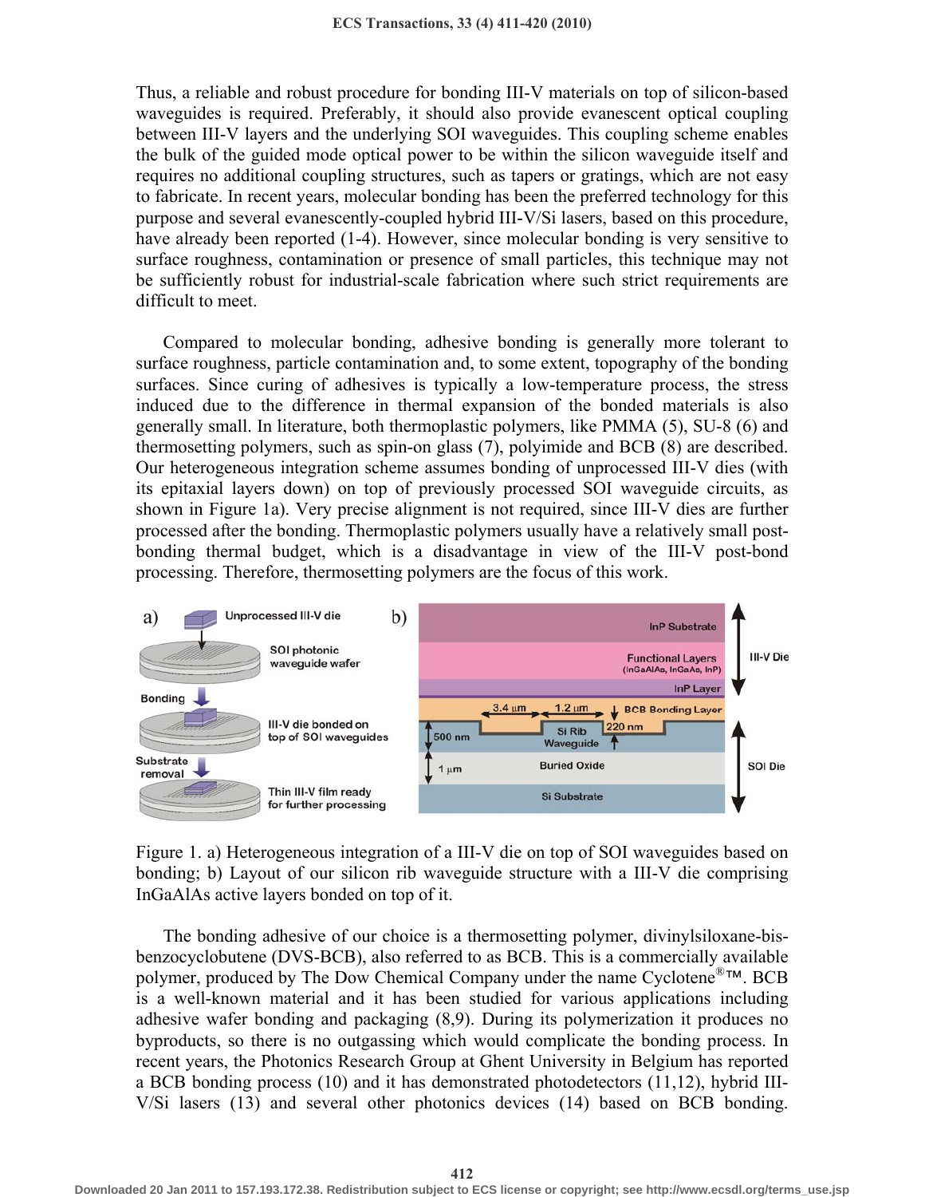Thus, a reliable and robust procedure for bonding III-V materials on top of silicon-based waveguides is required. Preferably, it should also provide evanescent optical coupling between III-V layers and the underlying SOI waveguides. This coupling scheme enables the bulk of the guided mode optical power to be within the silicon waveguide itself and requires no additional coupling structures, such as tapers or gratings, which are not easy to fabricate. In recent years, molecular bonding has been the preferred technology for this purpose and several evanescently-coupled hybrid III-V/Si lasers, based on this procedure, have already been reported (1-4). However, since molecular bonding is very sensitive to surface roughness, contamination or presence of small particles, this technique may not be sufficiently robust for industrial-scale fabrication where such strict requirements are difficult to meet.

Compared to molecular bonding, adhesive bonding is generally more tolerant to surface roughness, particle contamination and, to some extent, topography of the bonding surfaces. Since curing of adhesives is typically a low-temperature process, the stress induced due to the difference in thermal expansion of the bonded materials is also generally small. In literature, both thermoplastic polymers, like PMMA (5), SU-8 (6) and thermosetting polymers, such as spin-on glass (7), polyimide and BCB (8) are described. Our heterogeneous integration scheme assumes bonding of unprocessed III-V dies (with its epitaxial layers down) on top of previously processed SOI waveguide circuits, as shown in Figure 1a). Very precise alignment is not required, since III-V dies are further processed after the bonding. Thermoplastic polymers usually have a relatively small post-bonding thermal budget, which is a disadvantage in view of the III-V post-bond processing. Therefore, thermosetting polymers are the focus of this work.

Figure 1. a) Heterogeneous integration of a III-V die on top of SOI waveguides based on bonding; b) Layout of our silicon rib waveguide structure with a III-V die comprising InGaAlAs active layers bonded on top of it.

The bonding adhesive of our choice is a thermosetting polymer, divinylsiloxane-bis-benzocyclobutene (DVS-BCB), also referred to as BCB. This is a commercially available polymer, produced by The Dow Chemical Company under the name Cyclotene®™. BCB is a well-known material and it has been studied for various applications including adhesive wafer bonding and packaging (8,9). During its polymerization it produces no byproducts, so there is no outgassing which would complicate the bonding process. In recent years, the Photonics Research Group at Ghent University in Belgium has reported a BCB bonding process (10) and it has demonstrated photodetectors (11,12), hybrid III-V/Si lasers (13) and several other photonics devices (14) based on BCB bonding.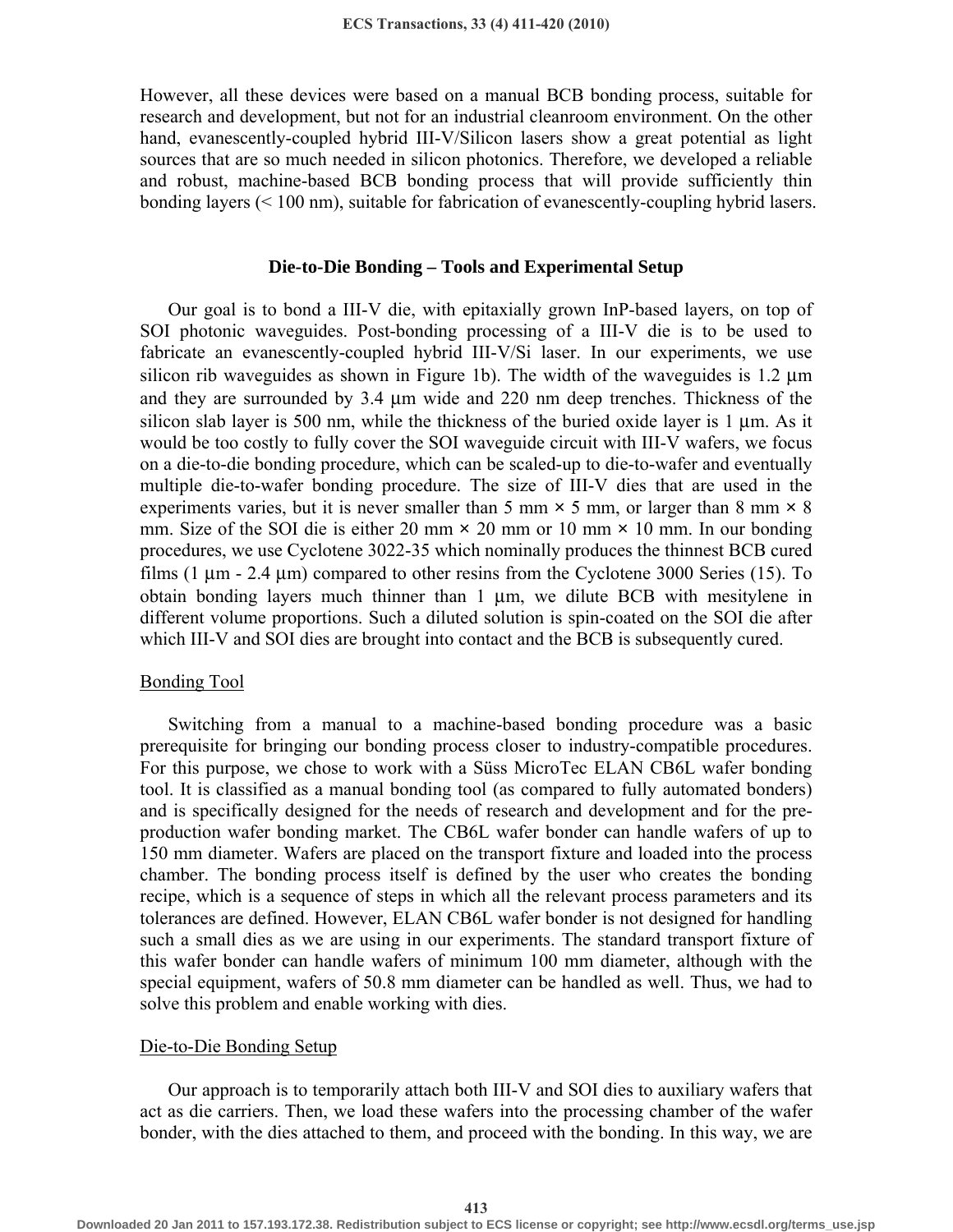However, all these devices were based on a manual BCB bonding process, suitable for research and development, but not for an industrial cleanroom environment. On the other hand, evanescently-coupled hybrid III-V/Silicon lasers show a great potential as light sources that are so much needed in silicon photonics. Therefore, we developed a reliable and robust, machine-based BCB bonding process that will provide sufficiently thin bonding layers (< 100 nm), suitable for fabrication of evanescently-coupling hybrid lasers.

## Die-to-Die Bonding – Tools and Experimental Setup

Our goal is to bond a III-V die, with epitaxially grown InP-based layers, on top of SOI photonic waveguides. Post-bonding processing of a III-V die is to be used to fabricate an evanescently-coupled hybrid III-V/Si laser. In our experiments, we use silicon rib waveguides as shown in Figure 1b). The width of the waveguides is 1.2 μm and they are surrounded by 3.4 μm wide and 220 nm deep trenches. Thickness of the silicon slab layer is 500 nm, while the thickness of the buried oxide layer is 1 μm. As it would be too costly to fully cover the SOI waveguide circuit with III-V wafers, we focus on a die-to-die bonding procedure, which can be scaled-up to die-to-wafer and eventually multiple die-to-wafer bonding procedure. The size of III-V dies that are used in the experiments varies, but it is never smaller than 5 mm × 5 mm, or larger than 8 mm × 8 mm. Size of the SOI die is either 20 mm × 20 mm or 10 mm × 10 mm. In our bonding procedures, we use Cyclotene 3022-35 which nominally produces the thinnest BCB cured films (1 μm - 2.4 μm) compared to other resins from the Cyclotene 3000 Series (15). To obtain bonding layers much thinner than 1 μm, we dilute BCB with mesitylene in different volume proportions. Such a diluted solution is spin-coated on the SOI die after which III-V and SOI dies are brought into contact and the BCB is subsequently cured.

### Bonding Tool

Switching from a manual to a machine-based bonding procedure was a basic prerequisite for bringing our bonding process closer to industry-compatible procedures. For this purpose, we chose to work with a Süss MicroTec ELAN CB6L wafer bonding tool. It is classified as a manual bonding tool (as compared to fully automated bonders) and is specifically designed for the needs of research and development and for the pre-production wafer bonding market. The CB6L wafer bonder can handle wafers of up to 150 mm diameter. Wafers are placed on the transport fixture and loaded into the process chamber. The bonding process itself is defined by the user who creates the bonding recipe, which is a sequence of steps in which all the relevant process parameters and its tolerances are defined. However, ELAN CB6L wafer bonder is not designed for handling such a small dies as we are using in our experiments. The standard transport fixture of this wafer bonder can handle wafers of minimum 100 mm diameter, although with the special equipment, wafers of 50.8 mm diameter can be handled as well. Thus, we had to solve this problem and enable working with dies.

### Die-to-Die Bonding Setup

Our approach is to temporarily attach both III-V and SOI dies to auxiliary wafers that act as die carriers. Then, we load these wafers into the processing chamber of the wafer bonder, with the dies attached to them, and proceed with the bonding. In this way, we are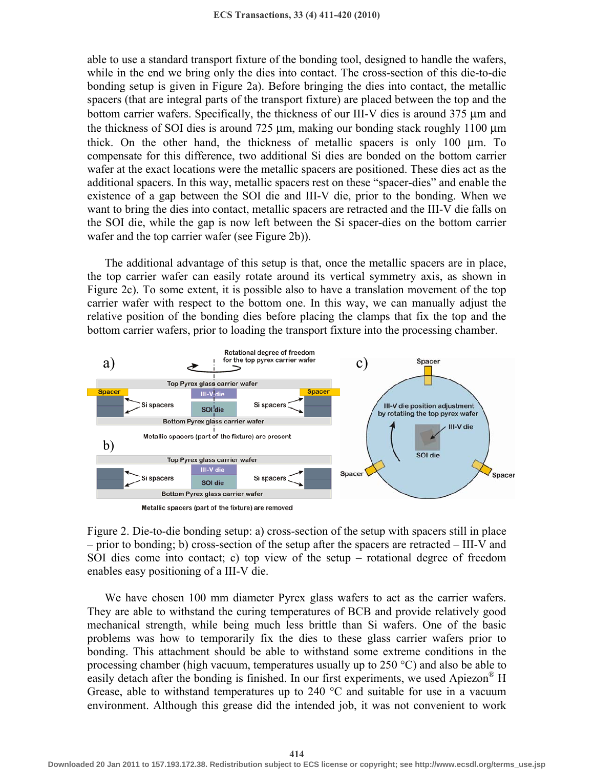able to use a standard transport fixture of the bonding tool, designed to handle the wafers, while in the end we bring only the dies into contact. The cross-section of this die-to-die bonding setup is given in Figure 2a). Before bringing the dies into contact, the metallic spacers (that are integral parts of the transport fixture) are placed between the top and the bottom carrier wafers. Specifically, the thickness of our III-V dies is around 375 µm and the thickness of SOI dies is around 725 µm, making our bonding stack roughly 1100 µm thick. On the other hand, the thickness of metallic spacers is only 100 µm. To compensate for this difference, two additional Si dies are bonded on the bottom carrier wafer at the exact locations were the metallic spacers are positioned. These dies act as the additional spacers. In this way, metallic spacers rest on these "spacer-dies" and enable the existence of a gap between the SOI die and III-V die, prior to the bonding. When we want to bring the dies into contact, metallic spacers are retracted and the III-V die falls on the SOI die, while the gap is now left between the Si spacer-dies on the bottom carrier wafer and the top carrier wafer (see Figure 2b)).

The additional advantage of this setup is that, once the metallic spacers are in place, the top carrier wafer can easily rotate around its vertical symmetry axis, as shown in Figure 2c). To some extent, it is possible also to have a translation movement of the top carrier wafer with respect to the bottom one. In this way, we can manually adjust the relative position of the bonding dies before placing the clamps that fix the top and the bottom carrier wafers, prior to loading the transport fixture into the processing chamber.

Figure 2. Die-to-die bonding setup: a) cross-section of the setup with spacers still in place – prior to bonding; b) cross-section of the setup after the spacers are retracted – III-V and SOI dies come into contact; c) top view of the setup – rotational degree of freedom enables easy positioning of a III-V die.

We have chosen 100 mm diameter Pyrex glass wafers to act as the carrier wafers. They are able to withstand the curing temperatures of BCB and provide relatively good mechanical strength, while being much less brittle than Si wafers. One of the basic problems was how to temporarily fix the dies to these glass carrier wafers prior to bonding. This attachment should be able to withstand some extreme conditions in the processing chamber (high vacuum, temperatures usually up to 250 °C) and also be able to easily detach after the bonding is finished. In our first experiments, we used Apiezon® H Grease, able to withstand temperatures up to 240 °C and suitable for use in a vacuum environment. Although this grease did the intended job, it was not convenient to work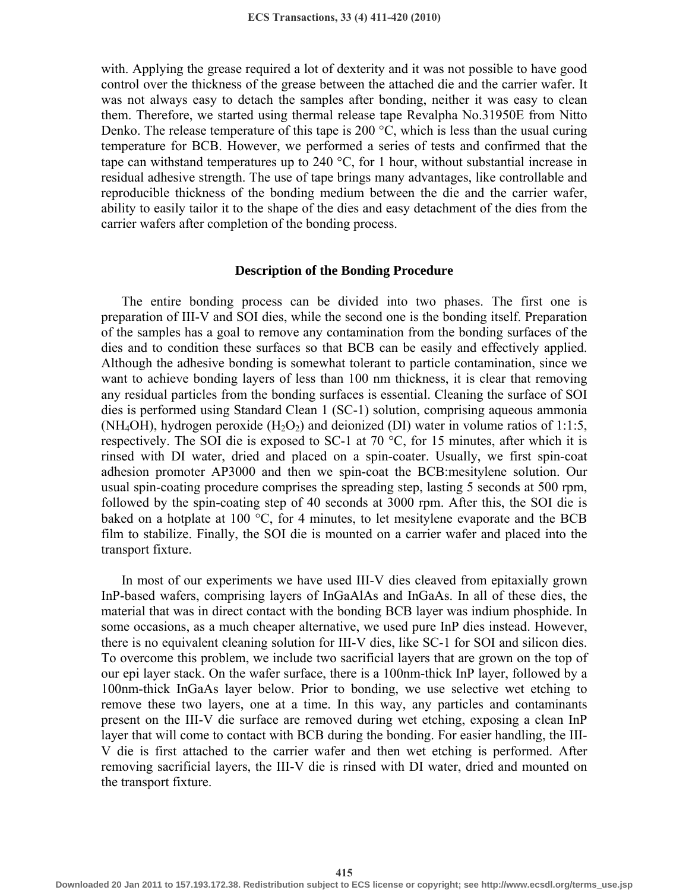with. Applying the grease required a lot of dexterity and it was not possible to have good control over the thickness of the grease between the attached die and the carrier wafer. It was not always easy to detach the samples after bonding, neither it was easy to clean them. Therefore, we started using thermal release tape Revalpha No.31950E from Nitto Denko. The release temperature of this tape is 200 °C, which is less than the usual curing temperature for BCB. However, we performed a series of tests and confirmed that the tape can withstand temperatures up to 240 °C, for 1 hour, without substantial increase in residual adhesive strength. The use of tape brings many advantages, like controllable and reproducible thickness of the bonding medium between the die and the carrier wafer, ability to easily tailor it to the shape of the dies and easy detachment of the dies from the carrier wafers after completion of the bonding process.

## Description of the Bonding Procedure

The entire bonding process can be divided into two phases. The first one is preparation of III-V and SOI dies, while the second one is the bonding itself. Preparation of the samples has a goal to remove any contamination from the bonding surfaces of the dies and to condition these surfaces so that BCB can be easily and effectively applied. Although the adhesive bonding is somewhat tolerant to particle contamination, since we want to achieve bonding layers of less than 100 nm thickness, it is clear that removing any residual particles from the bonding surfaces is essential. Cleaning the surface of SOI dies is performed using Standard Clean 1 (SC-1) solution, comprising aqueous ammonia ($NH_4OH$), hydrogen peroxide ($H_2O_2$) and deionized (DI) water in volume ratios of 1:1:5, respectively. The SOI die is exposed to SC-1 at 70 °C, for 15 minutes, after which it is rinsed with DI water, dried and placed on a spin-coater. Usually, we first spin-coat adhesion promoter AP3000 and then we spin-coat the BCB:mesitylene solution. Our usual spin-coating procedure comprises the spreading step, lasting 5 seconds at 500 rpm, followed by the spin-coating step of 40 seconds at 3000 rpm. After this, the SOI die is baked on a hotplate at 100 °C, for 4 minutes, to let mesitylene evaporate and the BCB film to stabilize. Finally, the SOI die is mounted on a carrier wafer and placed into the transport fixture.

In most of our experiments we have used III-V dies cleaved from epitaxially grown InP-based wafers, comprising layers of InGaAlAs and InGaAs. In all of these dies, the material that was in direct contact with the bonding BCB layer was indium phosphide. In some occasions, as a much cheaper alternative, we used pure InP dies instead. However, there is no equivalent cleaning solution for III-V dies, like SC-1 for SOI and silicon dies. To overcome this problem, we include two sacrificial layers that are grown on the top of our epi layer stack. On the wafer surface, there is a 100nm-thick InP layer, followed by a 100nm-thick InGaAs layer below. Prior to bonding, we use selective wet etching to remove these two layers, one at a time. In this way, any particles and contaminants present on the III-V die surface are removed during wet etching, exposing a clean InP layer that will come to contact with BCB during the bonding. For easier handling, the III-V die is first attached to the carrier wafer and then wet etching is performed. After removing sacrificial layers, the III-V die is rinsed with DI water, dried and mounted on the transport fixture.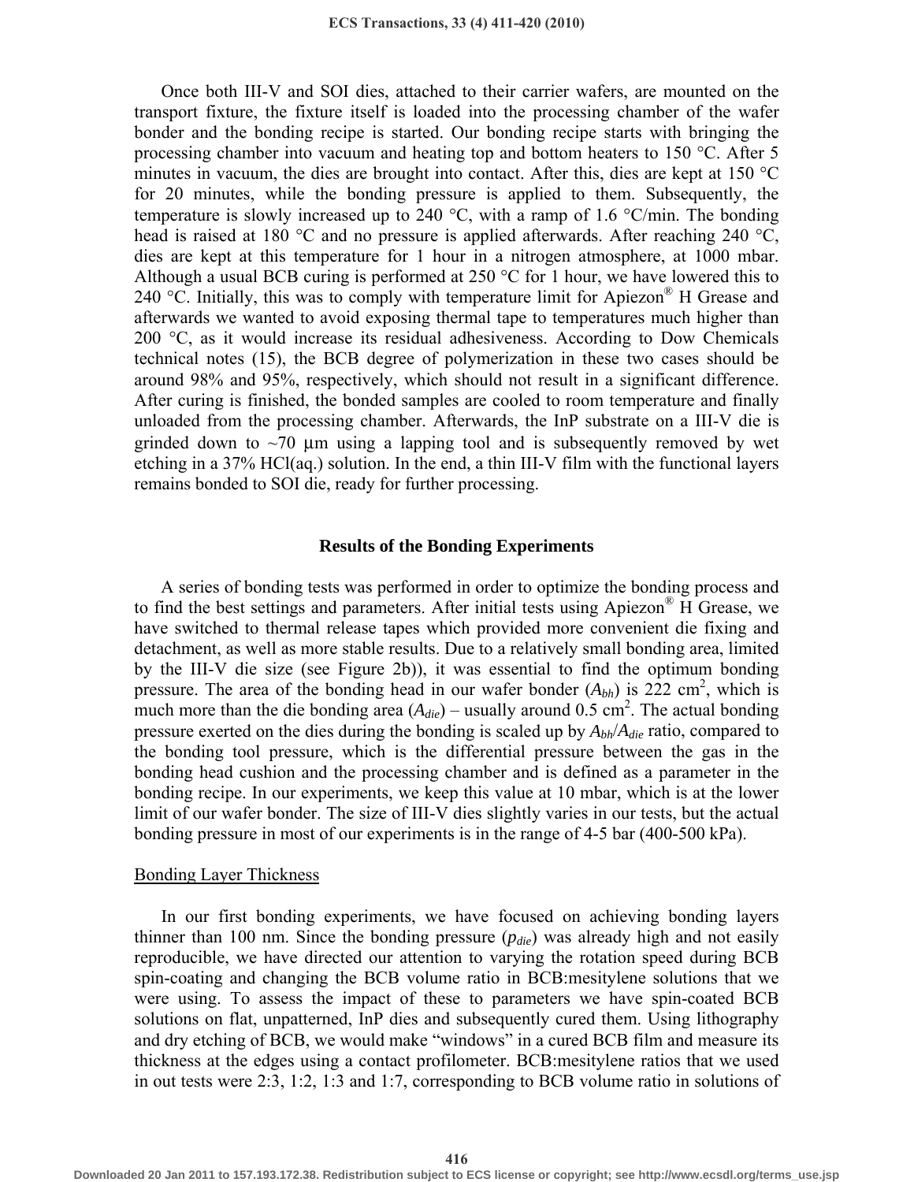Once both III-V and SOI dies, attached to their carrier wafers, are mounted on the transport fixture, the fixture itself is loaded into the processing chamber of the wafer bonder and the bonding recipe is started. Our bonding recipe starts with bringing the processing chamber into vacuum and heating top and bottom heaters to 150 °C. After 5 minutes in vacuum, the dies are brought into contact. After this, dies are kept at 150 °C for 20 minutes, while the bonding pressure is applied to them. Subsequently, the temperature is slowly increased up to 240 °C, with a ramp of 1.6 °C/min. The bonding head is raised at 180 °C and no pressure is applied afterwards. After reaching 240 °C, dies are kept at this temperature for 1 hour in a nitrogen atmosphere, at 1000 mbar. Although a usual BCB curing is performed at 250 °C for 1 hour, we have lowered this to 240 °C. Initially, this was to comply with temperature limit for Apiezon® H Grease and afterwards we wanted to avoid exposing thermal tape to temperatures much higher than 200 °C, as it would increase its residual adhesiveness. According to Dow Chemicals technical notes (15), the BCB degree of polymerization in these two cases should be around 98% and 95%, respectively, which should not result in a significant difference. After curing is finished, the bonded samples are cooled to room temperature and finally unloaded from the processing chamber. Afterwards, the InP substrate on a III-V die is grinded down to ~70 μm using a lapping tool and is subsequently removed by wet etching in a 37% HCl(aq.) solution. In the end, a thin III-V film with the functional layers remains bonded to SOI die, ready for further processing.

## Results of the Bonding Experiments

A series of bonding tests was performed in order to optimize the bonding process and to find the best settings and parameters. After initial tests using Apiezon® H Grease, we have switched to thermal release tapes which provided more convenient die fixing and detachment, as well as more stable results. Due to a relatively small bonding area, limited by the III-V die size (see Figure 2b)), it was essential to find the optimum bonding pressure. The area of the bonding head in our wafer bonder ($A_{bh}$) is 222 cm$^2$, which is much more than the die bonding area ($A_{die}$) – usually around 0.5 cm$^2$. The actual bonding pressure exerted on the dies during the bonding is scaled up by $A_{bh}/A_{die}$ ratio, compared to the bonding tool pressure, which is the differential pressure between the gas in the bonding head cushion and the processing chamber and is defined as a parameter in the bonding recipe. In our experiments, we keep this value at 10 mbar, which is at the lower limit of our wafer bonder. The size of III-V dies slightly varies in our tests, but the actual bonding pressure in most of our experiments is in the range of 4-5 bar (400-500 kPa).

### Bonding Layer Thickness

In our first bonding experiments, we have focused on achieving bonding layers thinner than 100 nm. Since the bonding pressure ($p_{die}$) was already high and not easily reproducible, we have directed our attention to varying the rotation speed during BCB spin-coating and changing the BCB volume ratio in BCB:mesitylene solutions that we were using. To assess the impact of these to parameters we have spin-coated BCB solutions on flat, unpatterned, InP dies and subsequently cured them. Using lithography and dry etching of BCB, we would make "windows" in a cured BCB film and measure its thickness at the edges using a contact profilometer. BCB:mesitylene ratios that we used in out tests were 2:3, 1:2, 1:3 and 1:7, corresponding to BCB volume ratio in solutions of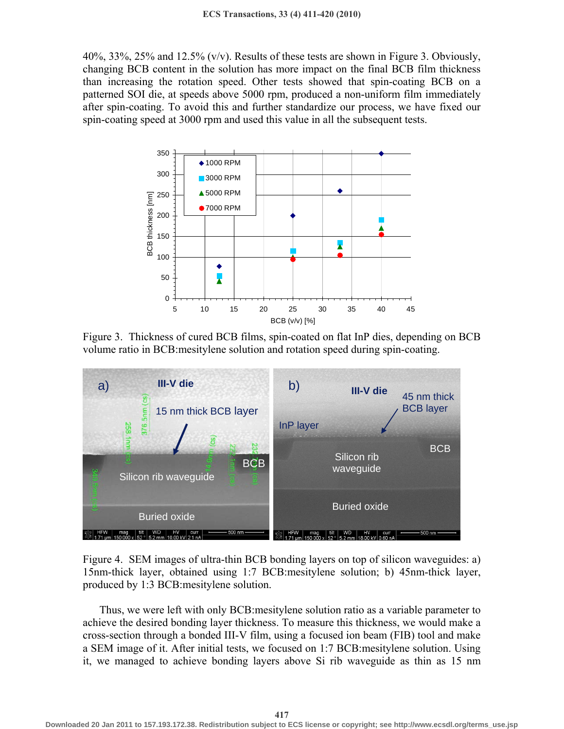40%, 33%, 25% and 12.5% (v/v). Results of these tests are shown in Figure 3. Obviously, changing BCB content in the solution has more impact on the final BCB film thickness than increasing the rotation speed. Other tests showed that spin-coating BCB on a patterned SOI die, at speeds above 5000 rpm, produced a non-uniform film immediately after spin-coating. To avoid this and further standardize our process, we have fixed our spin-coating speed at 3000 rpm and used this value in all the subsequent tests.

Figure 3. Thickness of cured BCB films, spin-coated on flat InP dies, depending on BCB volume ratio in BCB:mesitylene solution and rotation speed during spin-coating.

Figure 4. SEM images of ultra-thin BCB bonding layers on top of silicon waveguides: a) 15nm-thick layer, obtained using 1:7 BCB:mesitylene solution; b) 45nm-thick layer, produced by 1:3 BCB:mesitylene solution.

Thus, we were left with only BCB:mesitylene solution ratio as a variable parameter to achieve the desired bonding layer thickness. To measure this thickness, we would make a cross-section through a bonded III-V film, using a focused ion beam (FIB) tool and make a SEM image of it. After initial tests, we focused on 1:7 BCB:mesitylene solution. Using it, we managed to achieve bonding layers above Si rib waveguide as thin as 15 nm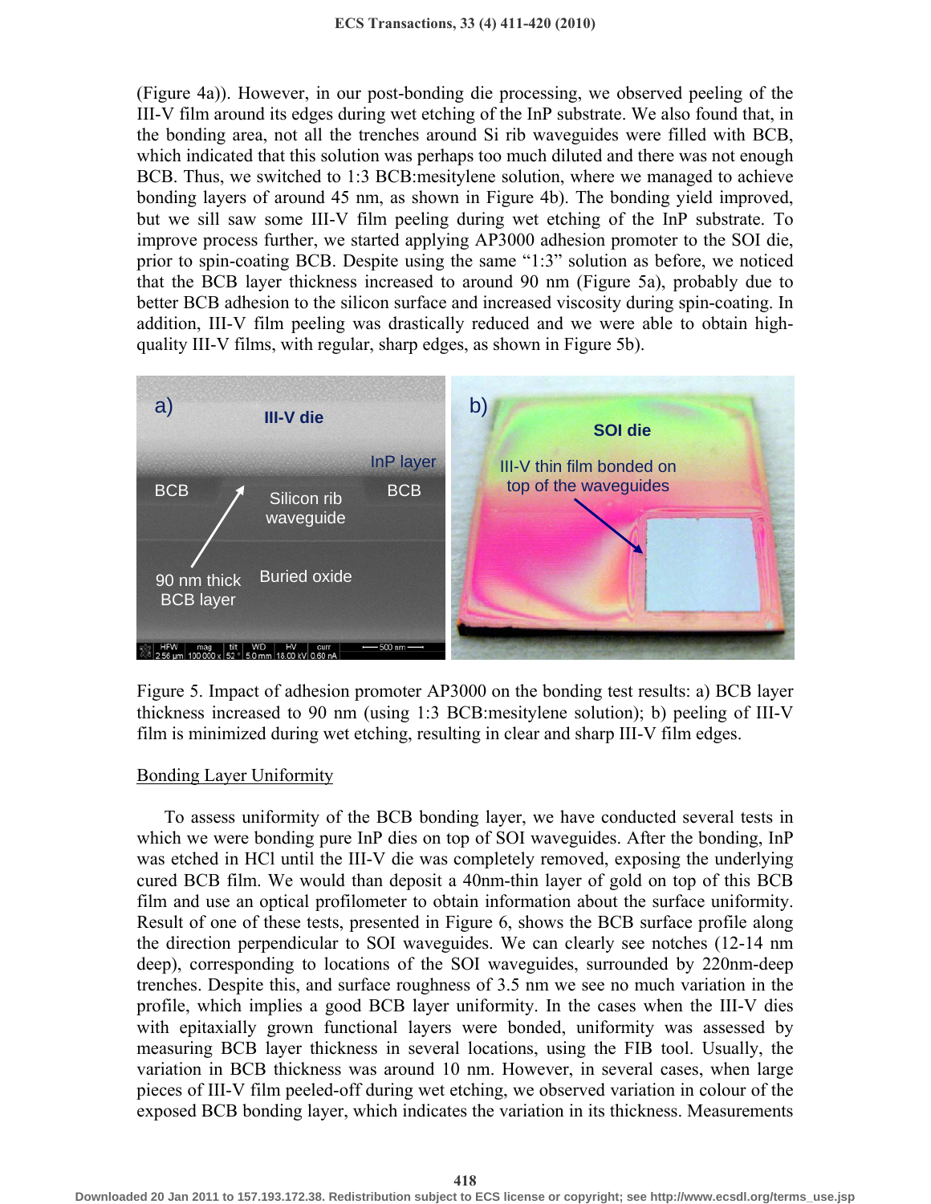(Figure 4a)). However, in our post-bonding die processing, we observed peeling of the III-V film around its edges during wet etching of the InP substrate. We also found that, in the bonding area, not all the trenches around Si rib waveguides were filled with BCB, which indicated that this solution was perhaps too much diluted and there was not enough BCB. Thus, we switched to 1:3 BCB:mesitylene solution, where we managed to achieve bonding layers of around 45 nm, as shown in Figure 4b). The bonding yield improved, but we sill saw some III-V film peeling during wet etching of the InP substrate. To improve process further, we started applying AP3000 adhesion promoter to the SOI die, prior to spin-coating BCB. Despite using the same "1:3" solution as before, we noticed that the BCB layer thickness increased to around 90 nm (Figure 5a), probably due to better BCB adhesion to the silicon surface and increased viscosity during spin-coating. In addition, III-V film peeling was drastically reduced and we were able to obtain high-quality III-V films, with regular, sharp edges, as shown in Figure 5b).

Figure 5. Impact of adhesion promoter AP3000 on the bonding test results: a) BCB layer thickness increased to 90 nm (using 1:3 BCB:mesitylene solution); b) peeling of III-V film is minimized during wet etching, resulting in clear and sharp III-V film edges.

## Bonding Layer Uniformity

To assess uniformity of the BCB bonding layer, we have conducted several tests in which we were bonding pure InP dies on top of SOI waveguides. After the bonding, InP was etched in HCl until the III-V die was completely removed, exposing the underlying cured BCB film. We would than deposit a 40nm-thin layer of gold on top of this BCB film and use an optical profilometer to obtain information about the surface uniformity. Result of one of these tests, presented in Figure 6, shows the BCB surface profile along the direction perpendicular to SOI waveguides. We can clearly see notches (12-14 nm deep), corresponding to locations of the SOI waveguides, surrounded by 220nm-deep trenches. Despite this, and surface roughness of 3.5 nm we see no much variation in the profile, which implies a good BCB layer uniformity. In the cases when the III-V dies with epitaxially grown functional layers were bonded, uniformity was assessed by measuring BCB layer thickness in several locations, using the FIB tool. Usually, the variation in BCB thickness was around 10 nm. However, in several cases, when large pieces of III-V film peeled-off during wet etching, we observed variation in colour of the exposed BCB bonding layer, which indicates the variation in its thickness. Measurements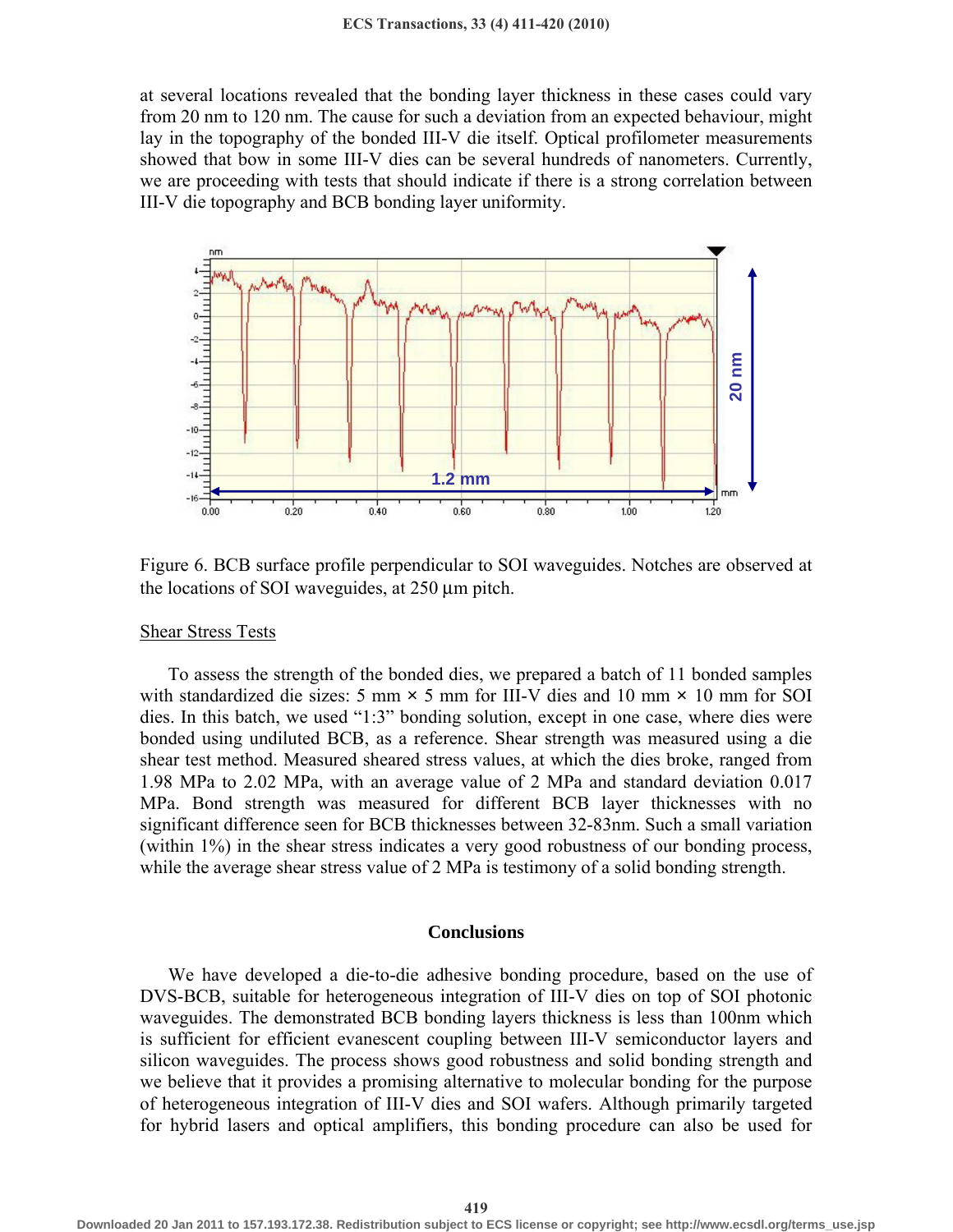at several locations revealed that the bonding layer thickness in these cases could vary from 20 nm to 120 nm. The cause for such a deviation from an expected behaviour, might lay in the topography of the bonded III-V die itself. Optical profilometer measurements showed that bow in some III-V dies can be several hundreds of nanometers. Currently, we are proceeding with tests that should indicate if there is a strong correlation between III-V die topography and BCB bonding layer uniformity.

Figure 6. BCB surface profile perpendicular to SOI waveguides. Notches are observed at the locations of SOI waveguides, at 250 µm pitch.

### Shear Stress Tests

To assess the strength of the bonded dies, we prepared a batch of 11 bonded samples with standardized die sizes: 5 mm × 5 mm for III-V dies and 10 mm × 10 mm for SOI dies. In this batch, we used “1:3” bonding solution, except in one case, where dies were bonded using undiluted BCB, as a reference. Shear strength was measured using a die shear test method. Measured sheared stress values, at which the dies broke, ranged from 1.98 MPa to 2.02 MPa, with an average value of 2 MPa and standard deviation 0.017 MPa. Bond strength was measured for different BCB layer thicknesses with no significant difference seen for BCB thicknesses between 32-83nm. Such a small variation (within 1%) in the shear stress indicates a very good robustness of our bonding process, while the average shear stress value of 2 MPa is testimony of a solid bonding strength.

## Conclusions

We have developed a die-to-die adhesive bonding procedure, based on the use of DVS-BCB, suitable for heterogeneous integration of III-V dies on top of SOI photonic waveguides. The demonstrated BCB bonding layers thickness is less than 100nm which is sufficient for efficient evanescent coupling between III-V semiconductor layers and silicon waveguides. The process shows good robustness and solid bonding strength and we believe that it provides a promising alternative to molecular bonding for the purpose of heterogeneous integration of III-V dies and SOI wafers. Although primarily targeted for hybrid lasers and optical amplifiers, this bonding procedure can also be used for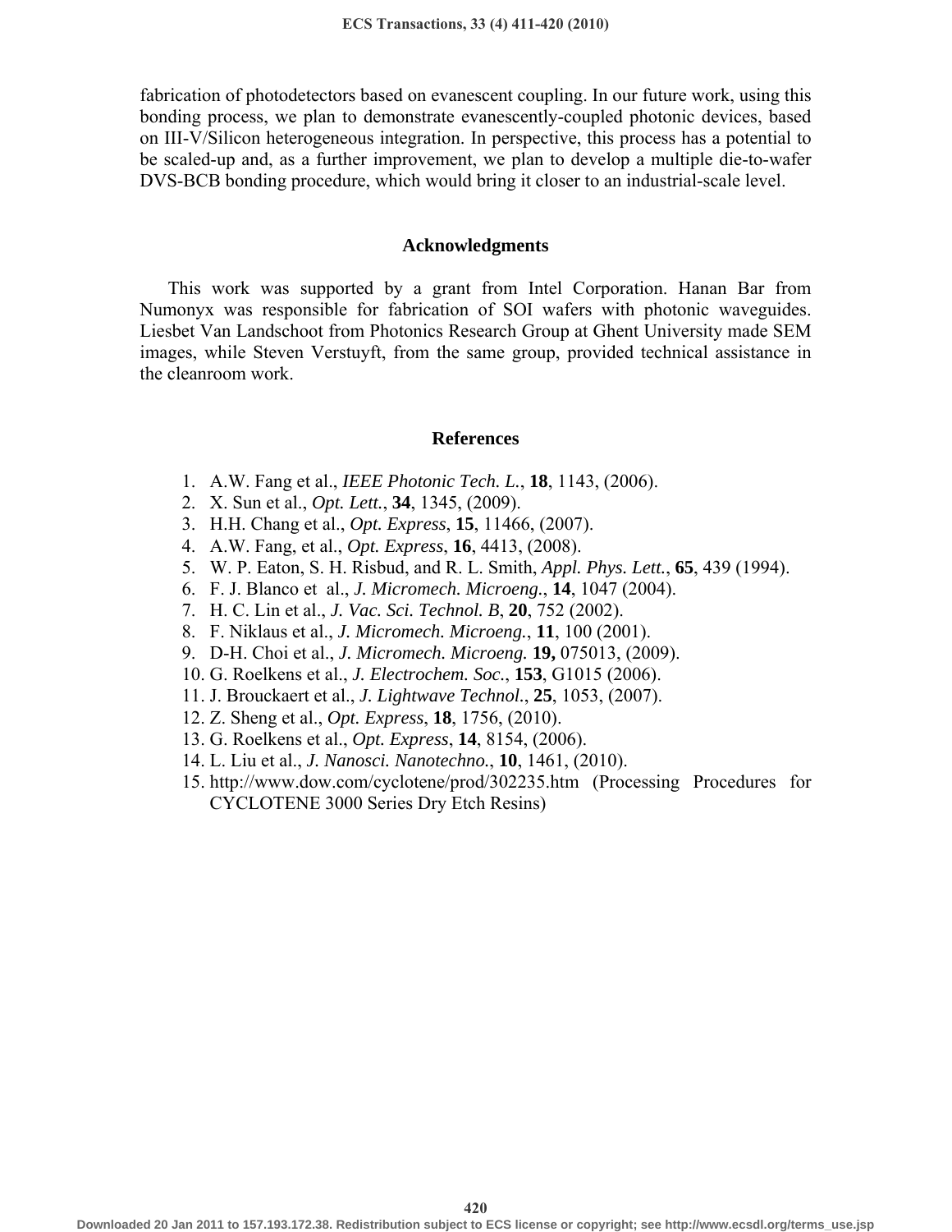fabrication of photodetectors based on evanescent coupling. In our future work, using this bonding process, we plan to demonstrate evanescently-coupled photonic devices, based on III-V/Silicon heterogeneous integration. In perspective, this process has a potential to be scaled-up and, as a further improvement, we plan to develop a multiple die-to-wafer DVS-BCB bonding procedure, which would bring it closer to an industrial-scale level.

## Acknowledgments

This work was supported by a grant from Intel Corporation. Hanan Bar from Numonyx was responsible for fabrication of SOI wafers with photonic waveguides. Liesbet Van Landschoot from Photonics Research Group at Ghent University made SEM images, while Steven Verstuyft, from the same group, provided technical assistance in the cleanroom work.

## References

1. A.W. Fang et al., *IEEE Photonic Tech. L.*, **18**, 1143, (2006).
2. X. Sun et al., *Opt. Lett.*, **34**, 1345, (2009).
3. H.H. Chang et al., *Opt. Express*, **15**, 11466, (2007).
4. A.W. Fang, et al., *Opt. Express*, **16**, 4413, (2008).
5. W. P. Eaton, S. H. Risbud, and R. L. Smith, *Appl. Phys. Lett.*, **65**, 439 (1994).
6. F. J. Blanco et al., *J. Micromech. Microeng.*, **14**, 1047 (2004).
7. H. C. Lin et al., *J. Vac. Sci. Technol. B*, **20**, 752 (2002).
8. F. Niklaus et al., *J. Micromech. Microeng.*, **11**, 100 (2001).
9. D-H. Choi et al., *J. Micromech. Microeng.* **19,** 075013, (2009).
10. G. Roelkens et al., *J. Electrochem. Soc.*, **153**, G1015 (2006).
11. J. Brouckaert et al., *J. Lightwave Technol.*, **25**, 1053, (2007).
12. Z. Sheng et al., *Opt. Express*, **18**, 1756, (2010).
13. G. Roelkens et al., *Opt. Express*, **14**, 8154, (2006).
14. L. Liu et al., *J. Nanosci. Nanotechno.*, **10**, 1461, (2010).
15. http://www.dow.com/cyclotene/prod/302235.htm (Processing Procedures for CYCLOTENE 3000 Series Dry Etch Resins)